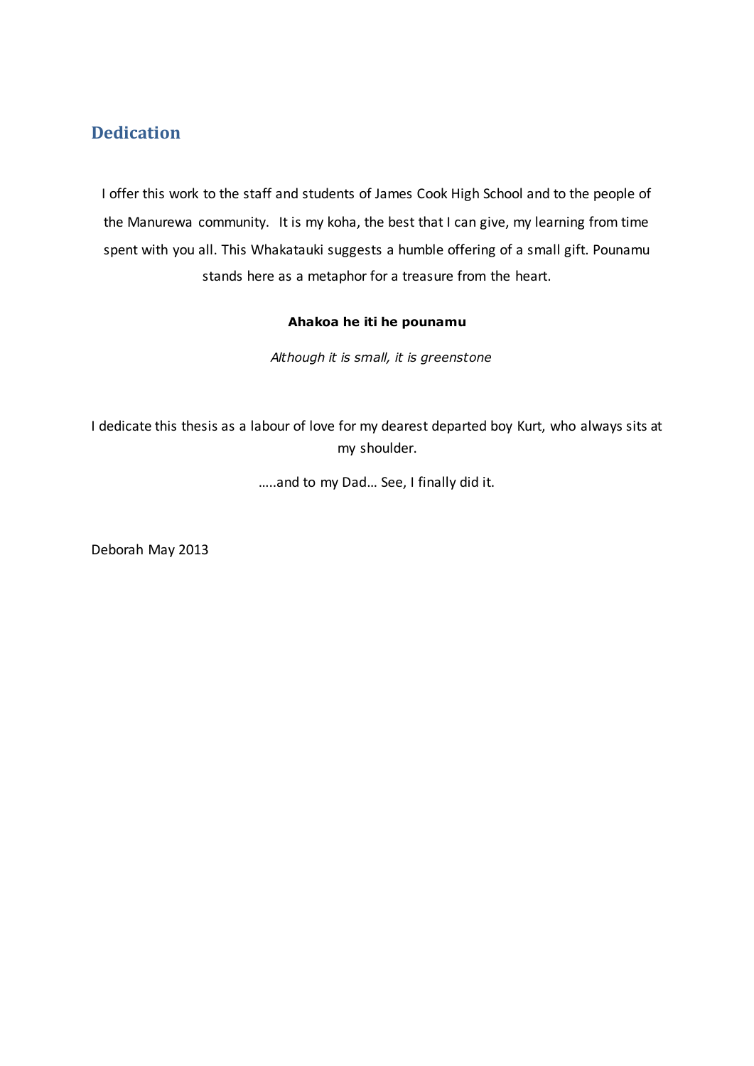## Dedication

I offer this work to the staff and students of James Cook High School and to the people of the Manurewa community. It is my koha, the best that I can give, my learning from time spent with you all. This Whakatauki suggests a humble offering of a small gift. Pounamu stands here as a metaphor for a treasure from the heart.

**Ahakoa he iti he pounamu**

*Although it is small, it is greenstone*

I dedicate this thesis as a labour of love for my dearest departed boy Kurt, who always sits at my shoulder.

…..and to my Dad… See, I finally did it.

Deborah May 2013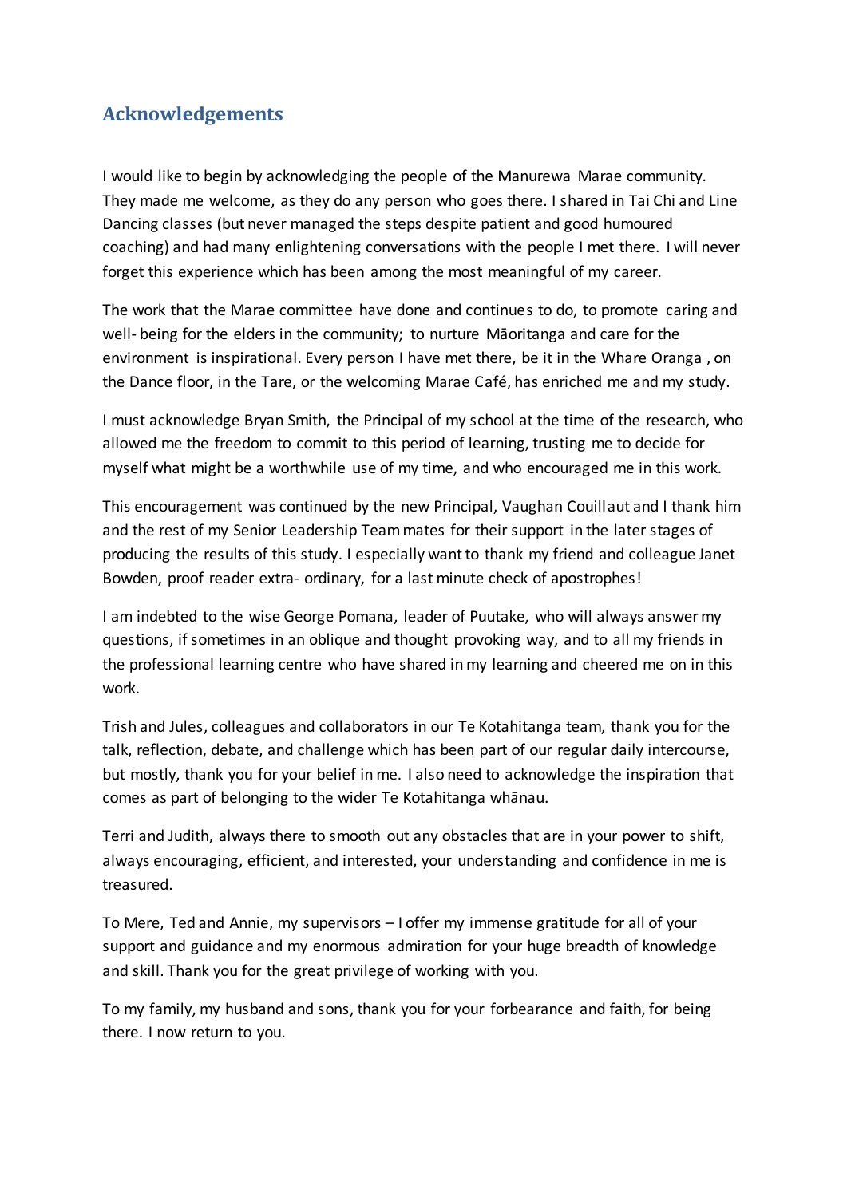## Acknowledgements

I would like to begin by acknowledging the people of the Manurewa Marae community. They made me welcome, as they do any person who goes there. I shared in Tai Chi and Line Dancing classes (but never managed the steps despite patient and good humoured coaching) and had many enlightening conversations with the people I met there. I will never forget this experience which has been among the most meaningful of my career.

The work that the Marae committee have done and continues to do, to promote caring and well- being for the elders in the community; to nurture Māoritanga and care for the environment is inspirational. Every person I have met there, be it in the Whare Oranga , on the Dance floor, in the Tare, or the welcoming Marae Café, has enriched me and my study.

I must acknowledge Bryan Smith, the Principal of my school at the time of the research, who allowed me the freedom to commit to this period of learning, trusting me to decide for myself what might be a worthwhile use of my time, and who encouraged me in this work.

This encouragement was continued by the new Principal, Vaughan Couillaut and I thank him and the rest of my Senior Leadership Team mates for their support in the later stages of producing the results of this study. I especially want to thank my friend and colleague Janet Bowden, proof reader extra- ordinary, for a last minute check of apostrophes!

I am indebted to the wise George Pomana, leader of Puutake, who will always answer my questions, if sometimes in an oblique and thought provoking way, and to all my friends in the professional learning centre who have shared in my learning and cheered me on in this work.

Trish and Jules, colleagues and collaborators in our Te Kotahitanga team, thank you for the talk, reflection, debate, and challenge which has been part of our regular daily intercourse, but mostly, thank you for your belief in me. I also need to acknowledge the inspiration that comes as part of belonging to the wider Te Kotahitanga whānau.

Terri and Judith, always there to smooth out any obstacles that are in your power to shift, always encouraging, efficient, and interested, your understanding and confidence in me is treasured.

To Mere, Ted and Annie, my supervisors – I offer my immense gratitude for all of your support and guidance and my enormous admiration for your huge breadth of knowledge and skill. Thank you for the great privilege of working with you.

To my family, my husband and sons, thank you for your forbearance and faith, for being there. I now return to you.